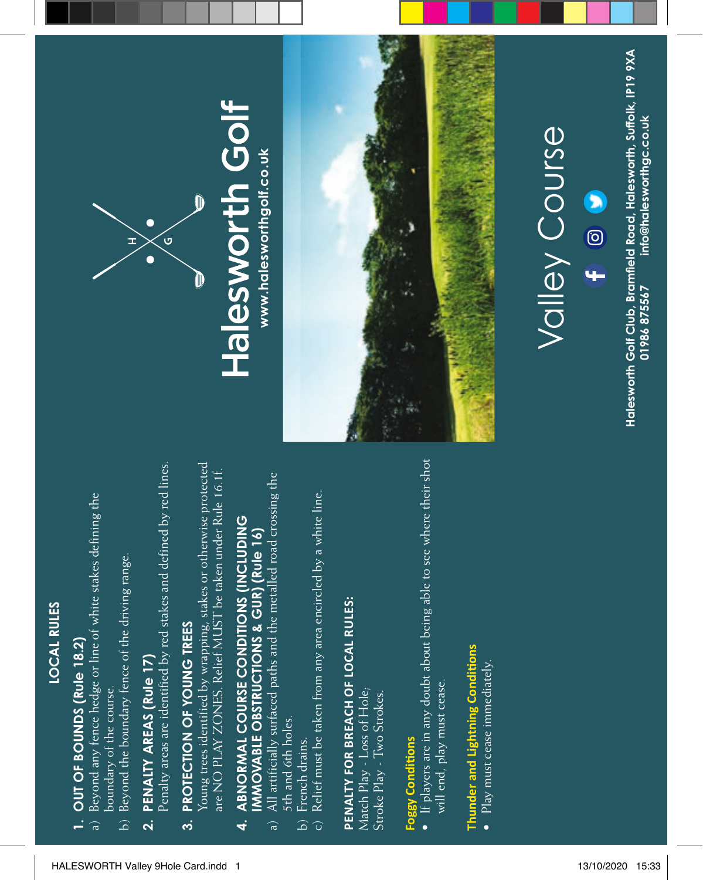## LOCAL RULES

**1. OUT OF BOUNDS (Rule 18.2)**

a) Beyond any fence hedge or line of white stakes defining the boundary of the course.

b) Beyond the boundary fence of the driving range.

**2. PENALTY AREAS (Rule 17)**

Penalty areas are identified by red stakes and defined by red lines.

**3. PROTECTION OF YOUNG TREES**

Young trees identified by wrapping, stakes or otherwise protected are NO PLAY ZONES. Relief MUST be taken under Rule 16.1f.

**4. ABNORMAL COURSE CONDITIONS (INCLUDING IMMOVABLE OBSTRUCTIONS & GUR) (Rule 16)**

a) All artificially surfaced paths and the metalled road crossing the 5th and 6th holes.

b) French drains.

c) Relief must be taken from any area encircled by a white line.

**PENALTY FOR BREACH OF LOCAL RULES:**

Match Play - Loss of Hole,
Stroke Play - Two Strokes.

**Foggy Conditions**

- If players are in any doubt about being able to see where their shot will end, play must cease.

**Thunder and Lightning Conditions**

- Play must cease immediately.

# Halesworth Golf

www.halesworthgolf.co.uk

# Valley Course

Halesworth Golf Club, Bramfield Road, Halesworth, Suffolk, IP19 9XA
01986 875567 info@halesworthgc.co.uk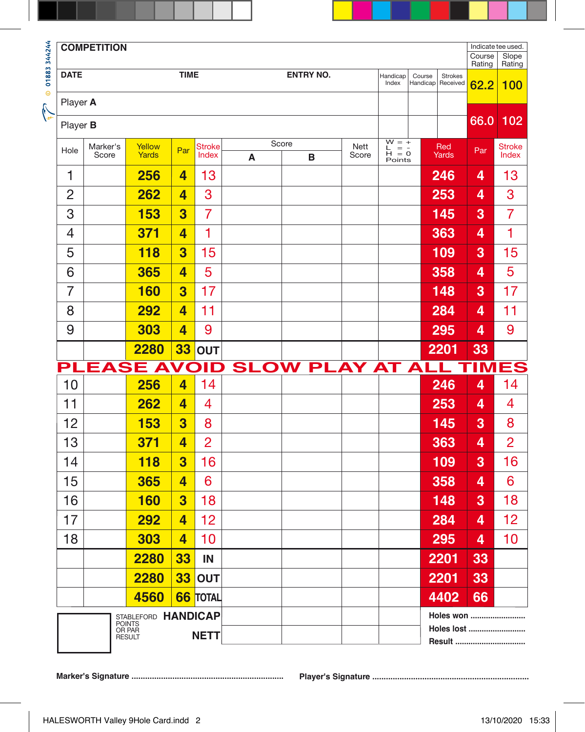| COMPETITION | | | | | | | | | Indicate tee used. | |
|---|---|---|---|---|---|---|---|---|---|---|
| | | | | | | | | | Course Rating | Slope Rating |
| DATE | TIME | ENTRY NO. | | | | Handicap Index | Course Handicap | Strokes Received | 62.2 | 100 |
| Player **A** | | | | | | | | | | |
| Player **B** | | | | | | | | | 66.0 | 102 |

| Hole | Marker's Score | Yellow Yards | Par | Stroke Index | Score A | Score B | Nett Score | W = + L = - H = 0 Points | Red Yards | Par | Stroke Index |
|---|---|---|---|---|---|---|---|---|---|---|---|
| 1 | | 256 | 4 | 13 | | | | | 246 | 4 | 13 |
| 2 | | 262 | 4 | 3 | | | | | 253 | 4 | 3 |
| 3 | | 153 | 3 | 7 | | | | | 145 | 3 | 7 |
| 4 | | 371 | 4 | 1 | | | | | 363 | 4 | 1 |
| 5 | | 118 | 3 | 15 | | | | | 109 | 3 | 15 |
| 6 | | 365 | 4 | 5 | | | | | 358 | 4 | 5 |
| 7 | | 160 | 3 | 17 | | | | | 148 | 3 | 17 |
| 8 | | 292 | 4 | 11 | | | | | 284 | 4 | 11 |
| 9 | | 303 | 4 | 9 | | | | | 295 | 4 | 9 |
| | | 2280 | 33 | OUT | | | | | 2201 | 33 | |

**PLEASE AVOID SLOW PLAY AT ALL TIMES**

| Hole | Marker's Score | Yellow Yards | Par | Stroke Index | Score A | Score B | Nett Score | Points | Red Yards | Par | Stroke Index |
|---|---|---|---|---|---|---|---|---|---|---|---|
| 10 | | 256 | 4 | 14 | | | | | 246 | 4 | 14 |
| 11 | | 262 | 4 | 4 | | | | | 253 | 4 | 4 |
| 12 | | 153 | 3 | 8 | | | | | 145 | 3 | 8 |
| 13 | | 371 | 4 | 2 | | | | | 363 | 4 | 2 |
| 14 | | 118 | 3 | 16 | | | | | 109 | 3 | 16 |
| 15 | | 365 | 4 | 6 | | | | | 358 | 4 | 6 |
| 16 | | 160 | 3 | 18 | | | | | 148 | 3 | 18 |
| 17 | | 292 | 4 | 12 | | | | | 284 | 4 | 12 |
| 18 | | 303 | 4 | 10 | | | | | 295 | 4 | 10 |
| | | 2280 | 33 | IN | | | | | 2201 | 33 | |
| | | 2280 | 33 | OUT | | | | | 2201 | 33 | |
| | | 4560 | 66 | TOTAL | | | | | 4402 | 66 | |

STABLEFORD POINTS OR PAR RESULT

**HANDICAP**

**NETT**

**Holes won** ........................

**Holes lost** ........................

**Result** ..............................

**Marker's Signature** ..................................................................

**Player's Signature** ..................................................................

© 01883 344244

HALESWORTH Valley 9Hole Card.indd 2 13/10/2020 15:33